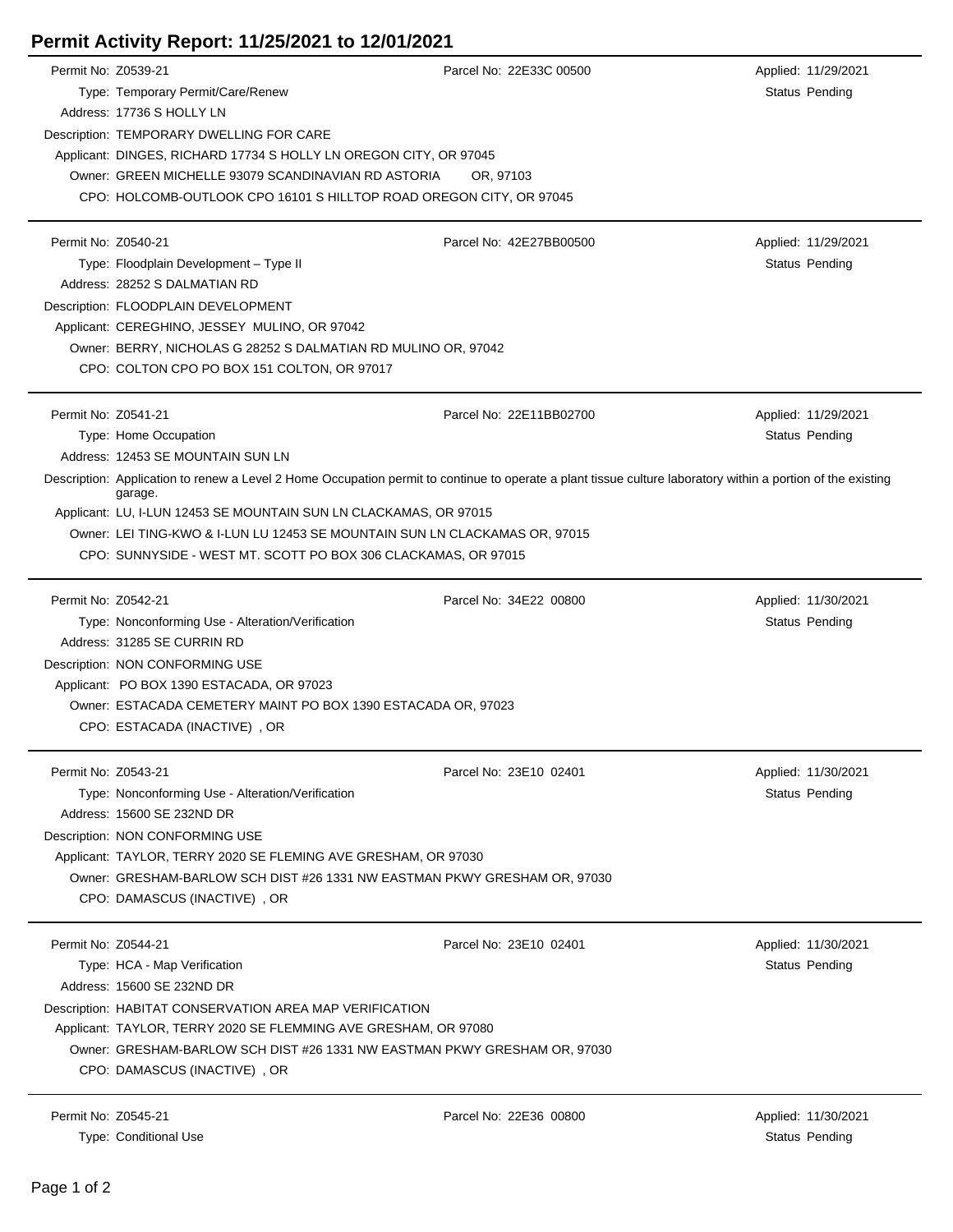# Permit Activity Report: 11/25/2021 to 12/01/2021

---

Permit No: Z0539-21 | Parcel No: 22E33C 00500 | Applied: 11/29/2021

Type: Temporary Permit/Care/Renew | Status Pending

Address: 17736 S HOLLY LN

Description: TEMPORARY DWELLING FOR CARE

Applicant: DINGES, RICHARD 17734 S HOLLY LN OREGON CITY, OR 97045

Owner: GREEN MICHELLE 93079 SCANDINAVIAN RD ASTORIA OR, 97103

CPO: HOLCOMB-OUTLOOK CPO 16101 S HILLTOP ROAD OREGON CITY, OR 97045

---

Permit No: Z0540-21 | Parcel No: 42E27BB00500 | Applied: 11/29/2021

Type: Floodplain Development – Type II | Status Pending

Address: 28252 S DALMATIAN RD

Description: FLOODPLAIN DEVELOPMENT

Applicant: CEREGHINO, JESSEY MULINO, OR 97042

Owner: BERRY, NICHOLAS G 28252 S DALMATIAN RD MULINO OR, 97042

CPO: COLTON CPO PO BOX 151 COLTON, OR 97017

---

Permit No: Z0541-21 | Parcel No: 22E11BB02700 | Applied: 11/29/2021

Type: Home Occupation | Status Pending

Address: 12453 SE MOUNTAIN SUN LN

Description: Application to renew a Level 2 Home Occupation permit to continue to operate a plant tissue culture laboratory within a portion of the existing garage.

Applicant: LU, I-LUN 12453 SE MOUNTAIN SUN LN CLACKAMAS, OR 97015

Owner: LEI TING-KWO & I-LUN LU 12453 SE MOUNTAIN SUN LN CLACKAMAS OR, 97015

CPO: SUNNYSIDE - WEST MT. SCOTT PO BOX 306 CLACKAMAS, OR 97015

---

Permit No: Z0542-21 | Parcel No: 34E22 00800 | Applied: 11/30/2021

Type: Nonconforming Use - Alteration/Verification | Status Pending

Address: 31285 SE CURRIN RD

Description: NON CONFORMING USE

Applicant: PO BOX 1390 ESTACADA, OR 97023

Owner: ESTACADA CEMETERY MAINT PO BOX 1390 ESTACADA OR, 97023

CPO: ESTACADA (INACTIVE) , OR

---

Permit No: Z0543-21 | Parcel No: 23E10 02401 | Applied: 11/30/2021

Type: Nonconforming Use - Alteration/Verification | Status Pending

Address: 15600 SE 232ND DR

Description: NON CONFORMING USE

Applicant: TAYLOR, TERRY 2020 SE FLEMING AVE GRESHAM, OR 97030

Owner: GRESHAM-BARLOW SCH DIST #26 1331 NW EASTMAN PKWY GRESHAM OR, 97030

CPO: DAMASCUS (INACTIVE) , OR

---

Permit No: Z0544-21 | Parcel No: 23E10 02401 | Applied: 11/30/2021

Type: HCA - Map Verification | Status Pending

Address: 15600 SE 232ND DR

Description: HABITAT CONSERVATION AREA MAP VERIFICATION

Applicant: TAYLOR, TERRY 2020 SE FLEMMING AVE GRESHAM, OR 97080

Owner: GRESHAM-BARLOW SCH DIST #26 1331 NW EASTMAN PKWY GRESHAM OR, 97030

CPO: DAMASCUS (INACTIVE) , OR

---

Permit No: Z0545-21 | Parcel No: 22E36 00800 | Applied: 11/30/2021

Type: Conditional Use | Status Pending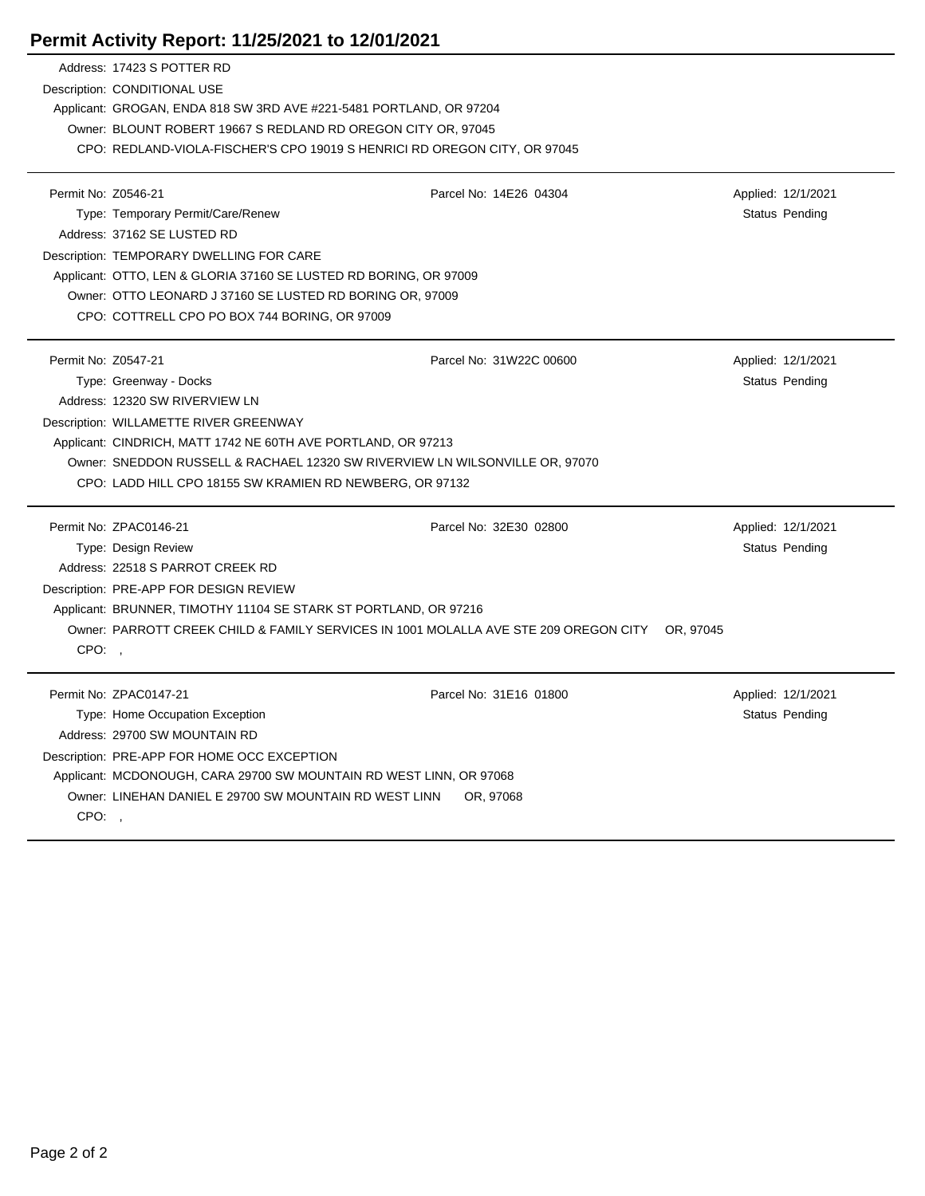# Permit Activity Report: 11/25/2021 to 12/01/2021

Address: 17423 S POTTER RD
Description: CONDITIONAL USE
Applicant: GROGAN, ENDA 818 SW 3RD AVE #221-5481 PORTLAND, OR 97204
Owner: BLOUNT ROBERT 19667 S REDLAND RD OREGON CITY OR, 97045
CPO: REDLAND-VIOLA-FISCHER'S CPO 19019 S HENRICI RD OREGON CITY, OR 97045

---

Permit No: Z0546-21 | Parcel No: 14E26 04304 | Applied: 12/1/2021
Type: Temporary Permit/Care/Renew | Status Pending
Address: 37162 SE LUSTED RD
Description: TEMPORARY DWELLING FOR CARE
Applicant: OTTO, LEN & GLORIA 37160 SE LUSTED RD BORING, OR 97009
Owner: OTTO LEONARD J 37160 SE LUSTED RD BORING OR, 97009
CPO: COTTRELL CPO PO BOX 744 BORING, OR 97009

---

Permit No: Z0547-21 | Parcel No: 31W22C 00600 | Applied: 12/1/2021
Type: Greenway - Docks | Status Pending
Address: 12320 SW RIVERVIEW LN
Description: WILLAMETTE RIVER GREENWAY
Applicant: CINDRICH, MATT 1742 NE 60TH AVE PORTLAND, OR 97213
Owner: SNEDDON RUSSELL & RACHAEL 12320 SW RIVERVIEW LN WILSONVILLE OR, 97070
CPO: LADD HILL CPO 18155 SW KRAMIEN RD NEWBERG, OR 97132

---

Permit No: ZPAC0146-21 | Parcel No: 32E30 02800 | Applied: 12/1/2021
Type: Design Review | Status Pending
Address: 22518 S PARROT CREEK RD
Description: PRE-APP FOR DESIGN REVIEW
Applicant: BRUNNER, TIMOTHY 11104 SE STARK ST PORTLAND, OR 97216
Owner: PARROTT CREEK CHILD & FAMILY SERVICES IN 1001 MOLALLA AVE STE 209 OREGON CITY OR, 97045
CPO: ,

---

Permit No: ZPAC0147-21 | Parcel No: 31E16 01800 | Applied: 12/1/2021
Type: Home Occupation Exception | Status Pending
Address: 29700 SW MOUNTAIN RD
Description: PRE-APP FOR HOME OCC EXCEPTION
Applicant: MCDONOUGH, CARA 29700 SW MOUNTAIN RD WEST LINN, OR 97068
Owner: LINEHAN DANIEL E 29700 SW MOUNTAIN RD WEST LINN OR, 97068
CPO: ,